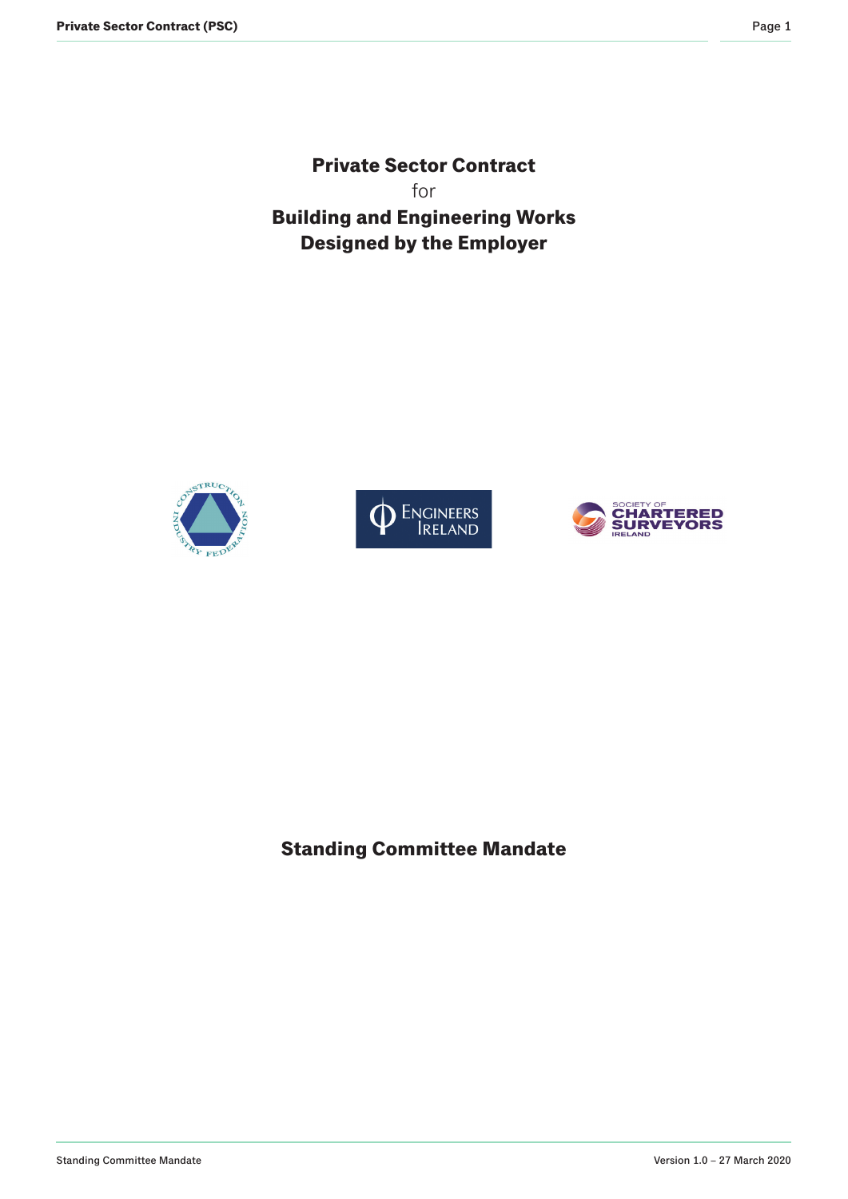# Private Sector Contract
for
# Building and Engineering Works Designed by the Employer

## Standing Committee Mandate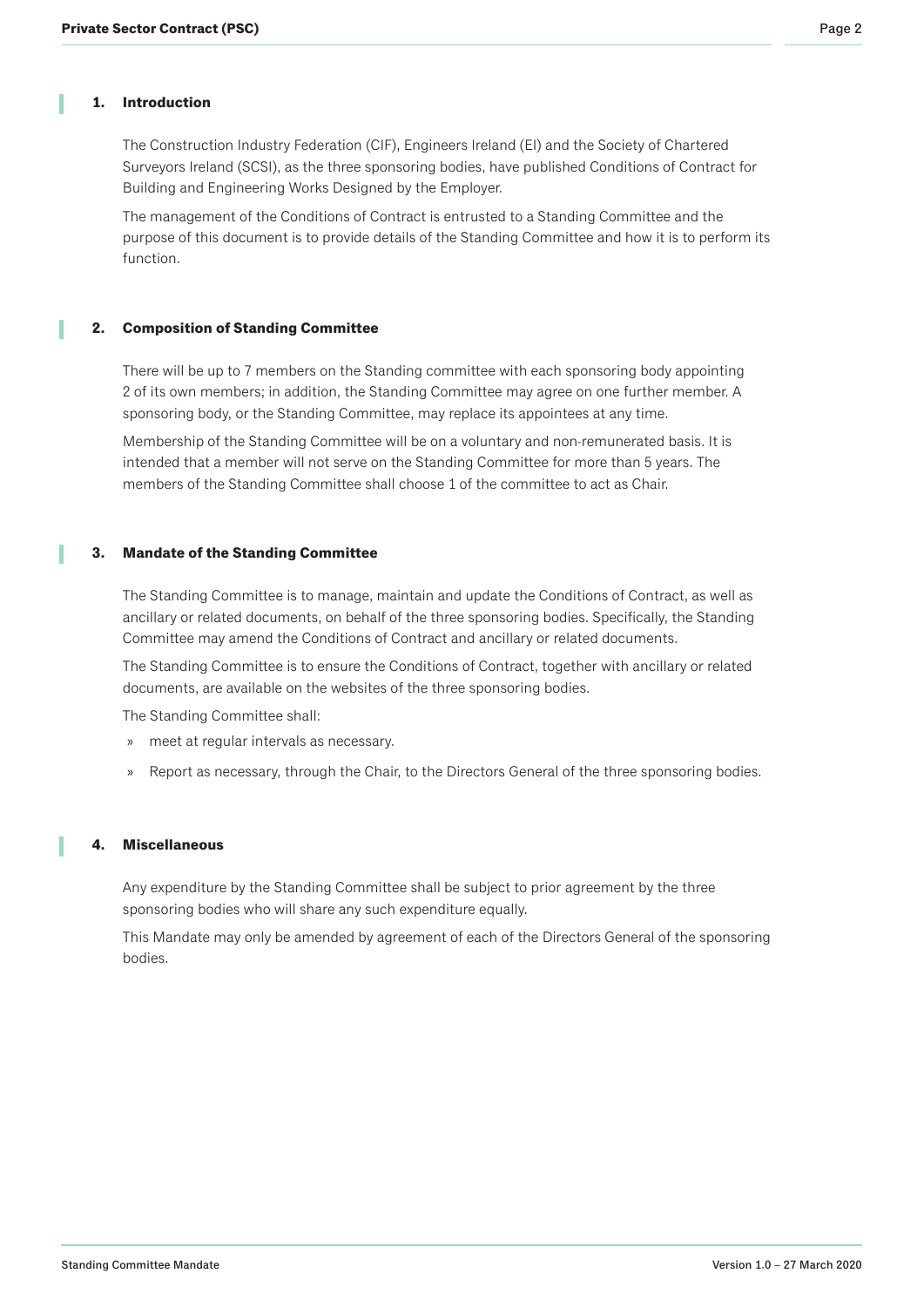## 1. Introduction

The Construction Industry Federation (CIF), Engineers Ireland (EI) and the Society of Chartered Surveyors Ireland (SCSI), as the three sponsoring bodies, have published Conditions of Contract for Building and Engineering Works Designed by the Employer.

The management of the Conditions of Contract is entrusted to a Standing Committee and the purpose of this document is to provide details of the Standing Committee and how it is to perform its function.

## 2. Composition of Standing Committee

There will be up to 7 members on the Standing committee with each sponsoring body appointing 2 of its own members; in addition, the Standing Committee may agree on one further member. A sponsoring body, or the Standing Committee, may replace its appointees at any time.

Membership of the Standing Committee will be on a voluntary and non-remunerated basis. It is intended that a member will not serve on the Standing Committee for more than 5 years. The members of the Standing Committee shall choose 1 of the committee to act as Chair.

## 3. Mandate of the Standing Committee

The Standing Committee is to manage, maintain and update the Conditions of Contract, as well as ancillary or related documents, on behalf of the three sponsoring bodies. Specifically, the Standing Committee may amend the Conditions of Contract and ancillary or related documents.

The Standing Committee is to ensure the Conditions of Contract, together with ancillary or related documents, are available on the websites of the three sponsoring bodies.

The Standing Committee shall:

- meet at regular intervals as necessary.
- Report as necessary, through the Chair, to the Directors General of the three sponsoring bodies.

## 4. Miscellaneous

Any expenditure by the Standing Committee shall be subject to prior agreement by the three sponsoring bodies who will share any such expenditure equally.

This Mandate may only be amended by agreement of each of the Directors General of the sponsoring bodies.